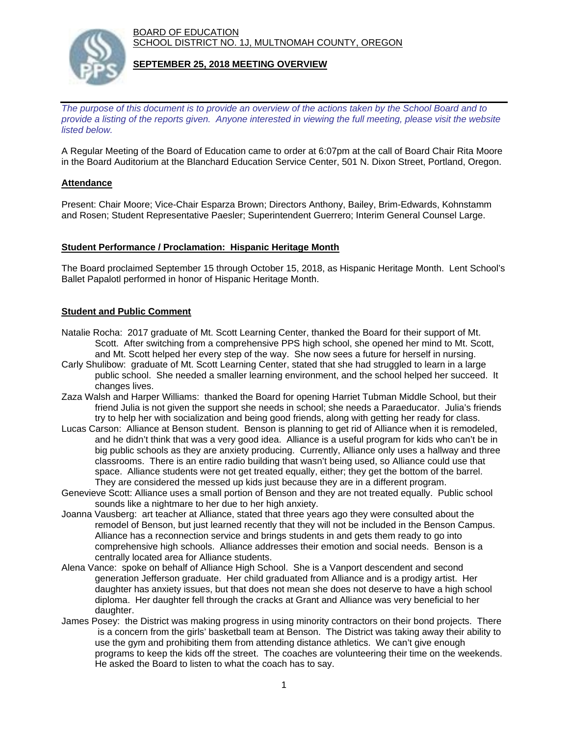BOARD OF EDUCATION
SCHOOL DISTRICT NO. 1J, MULTNOMAH COUNTY, OREGON

## SEPTEMBER 25, 2018 MEETING OVERVIEW

*The purpose of this document is to provide an overview of the actions taken by the School Board and to provide a listing of the reports given. Anyone interested in viewing the full meeting, please visit the website listed below.*

A Regular Meeting of the Board of Education came to order at 6:07pm at the call of Board Chair Rita Moore in the Board Auditorium at the Blanchard Education Service Center, 501 N. Dixon Street, Portland, Oregon.

### Attendance

Present: Chair Moore; Vice-Chair Esparza Brown; Directors Anthony, Bailey, Brim-Edwards, Kohnstamm and Rosen; Student Representative Paesler; Superintendent Guerrero; Interim General Counsel Large.

### Student Performance / Proclamation: Hispanic Heritage Month

The Board proclaimed September 15 through October 15, 2018, as Hispanic Heritage Month. Lent School's Ballet Papalotl performed in honor of Hispanic Heritage Month.

### Student and Public Comment

Natalie Rocha: 2017 graduate of Mt. Scott Learning Center, thanked the Board for their support of Mt. Scott. After switching from a comprehensive PPS high school, she opened her mind to Mt. Scott, and Mt. Scott helped her every step of the way. She now sees a future for herself in nursing.

Carly Shulibow: graduate of Mt. Scott Learning Center, stated that she had struggled to learn in a large public school. She needed a smaller learning environment, and the school helped her succeed. It changes lives.

Zaza Walsh and Harper Williams: thanked the Board for opening Harriet Tubman Middle School, but their friend Julia is not given the support she needs in school; she needs a Paraeducator. Julia's friends try to help her with socialization and being good friends, along with getting her ready for class.

Lucas Carson: Alliance at Benson student. Benson is planning to get rid of Alliance when it is remodeled, and he didn't think that was a very good idea. Alliance is a useful program for kids who can't be in big public schools as they are anxiety producing. Currently, Alliance only uses a hallway and three classrooms. There is an entire radio building that wasn't being used, so Alliance could use that space. Alliance students were not get treated equally, either; they get the bottom of the barrel. They are considered the messed up kids just because they are in a different program.

Genevieve Scott: Alliance uses a small portion of Benson and they are not treated equally. Public school sounds like a nightmare to her due to her high anxiety.

Joanna Vausberg: art teacher at Alliance, stated that three years ago they were consulted about the remodel of Benson, but just learned recently that they will not be included in the Benson Campus. Alliance has a reconnection service and brings students in and gets them ready to go into comprehensive high schools. Alliance addresses their emotion and social needs. Benson is a centrally located area for Alliance students.

Alena Vance: spoke on behalf of Alliance High School. She is a Vanport descendent and second generation Jefferson graduate. Her child graduated from Alliance and is a prodigy artist. Her daughter has anxiety issues, but that does not mean she does not deserve to have a high school diploma. Her daughter fell through the cracks at Grant and Alliance was very beneficial to her daughter.

James Posey: the District was making progress in using minority contractors on their bond projects. There is a concern from the girls' basketball team at Benson. The District was taking away their ability to use the gym and prohibiting them from attending distance athletics. We can't give enough programs to keep the kids off the street. The coaches are volunteering their time on the weekends. He asked the Board to listen to what the coach has to say.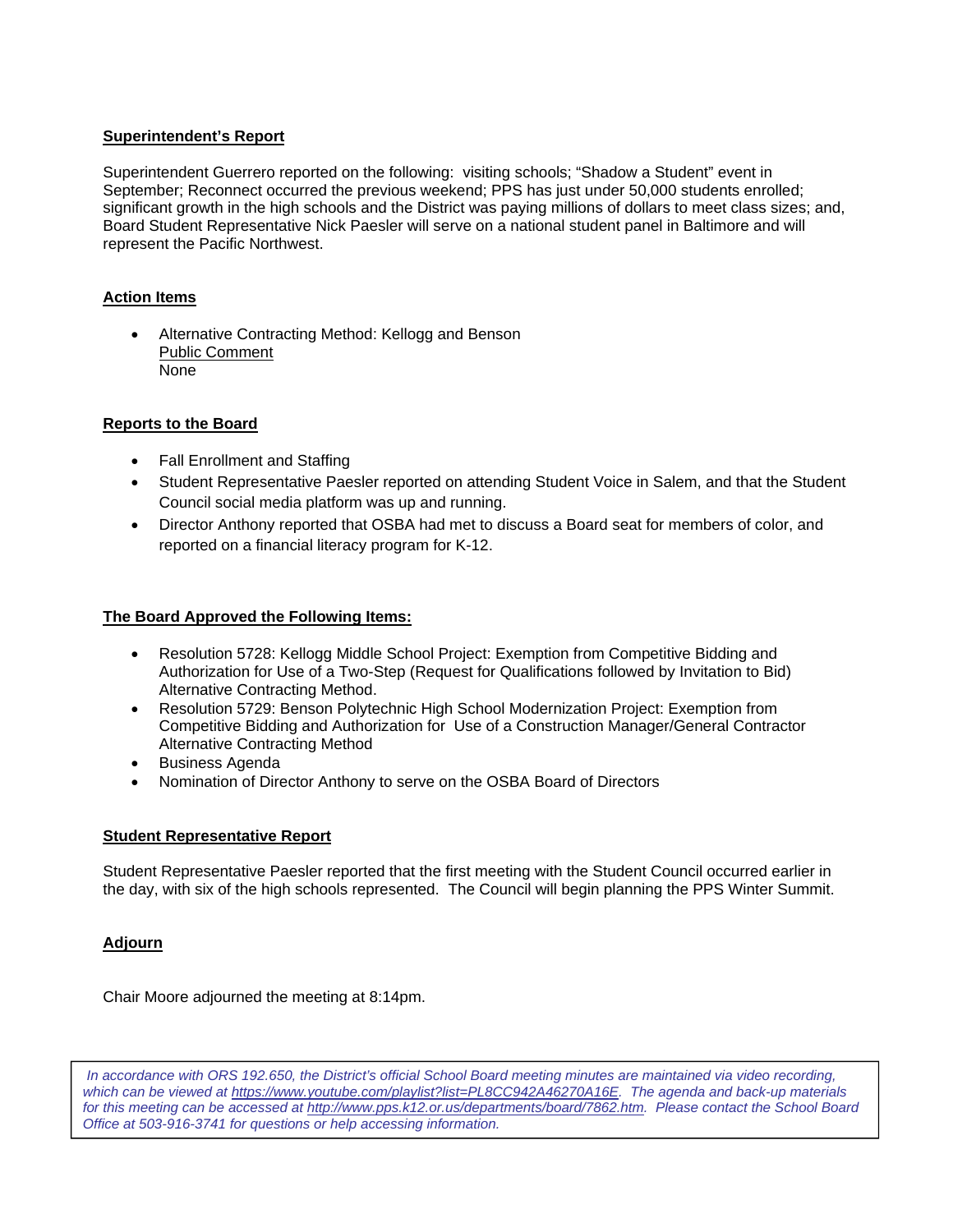**Superintendent's Report**

Superintendent Guerrero reported on the following: visiting schools; "Shadow a Student" event in September; Reconnect occurred the previous weekend; PPS has just under 50,000 students enrolled; significant growth in the high schools and the District was paying millions of dollars to meet class sizes; and, Board Student Representative Nick Paesler will serve on a national student panel in Baltimore and will represent the Pacific Northwest.

**Action Items**

- Alternative Contracting Method: Kellogg and Benson
  Public Comment
  None

**Reports to the Board**

- Fall Enrollment and Staffing
- Student Representative Paesler reported on attending Student Voice in Salem, and that the Student Council social media platform was up and running.
- Director Anthony reported that OSBA had met to discuss a Board seat for members of color, and reported on a financial literacy program for K-12.

**The Board Approved the Following Items:**

- Resolution 5728: Kellogg Middle School Project: Exemption from Competitive Bidding and Authorization for Use of a Two-Step (Request for Qualifications followed by Invitation to Bid) Alternative Contracting Method.
- Resolution 5729: Benson Polytechnic High School Modernization Project: Exemption from Competitive Bidding and Authorization for Use of a Construction Manager/General Contractor Alternative Contracting Method
- Business Agenda
- Nomination of Director Anthony to serve on the OSBA Board of Directors

**Student Representative Report**

Student Representative Paesler reported that the first meeting with the Student Council occurred earlier in the day, with six of the high schools represented. The Council will begin planning the PPS Winter Summit.

**Adjourn**

Chair Moore adjourned the meeting at 8:14pm.

*In accordance with ORS 192.650, the District's official School Board meeting minutes are maintained via video recording, which can be viewed at https://www.youtube.com/playlist?list=PL8CC942A46270A16E. The agenda and back-up materials for this meeting can be accessed at http://www.pps.k12.or.us/departments/board/7862.htm. Please contact the School Board Office at 503-916-3741 for questions or help accessing information.*